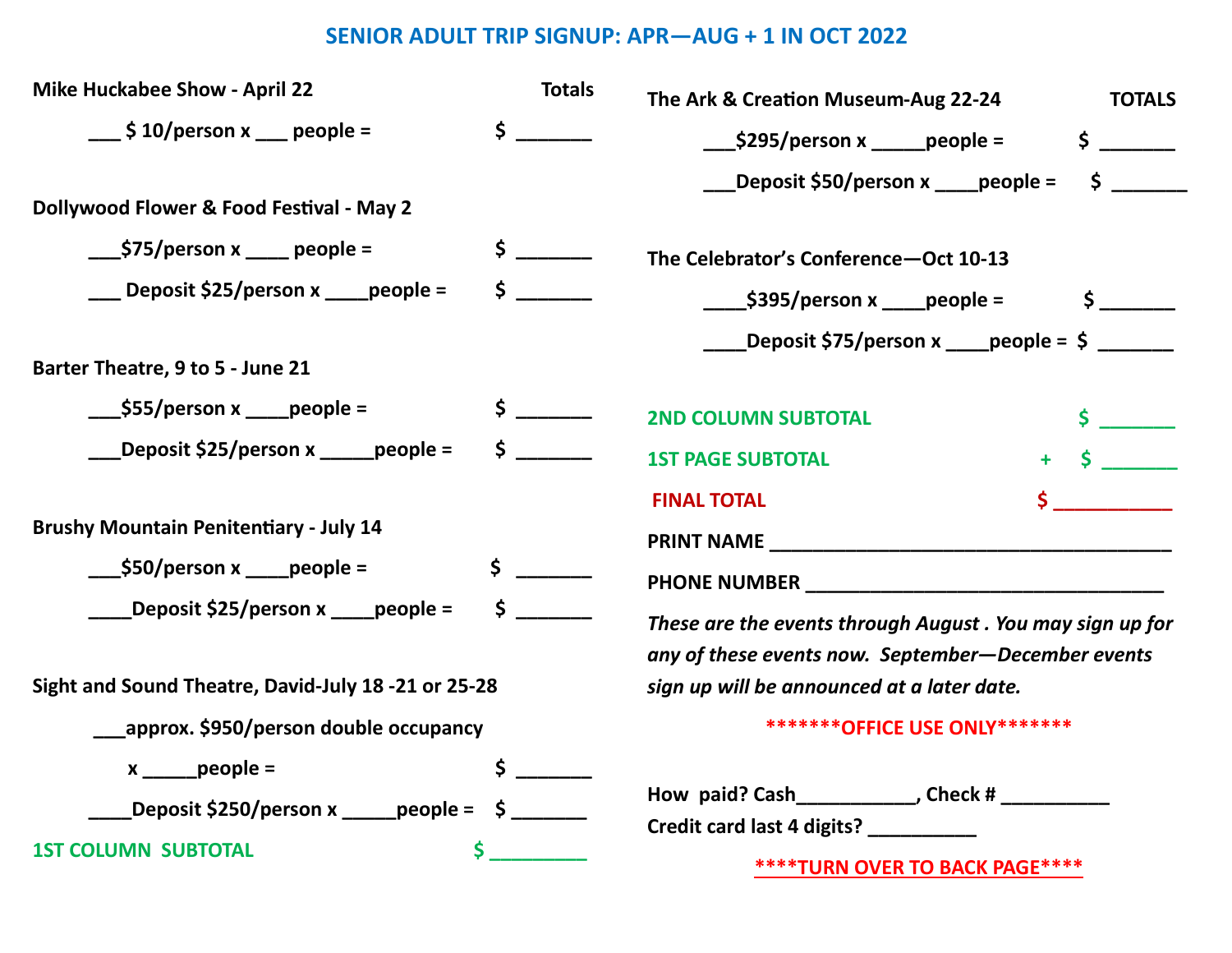# SENIOR ADULT TRIP SIGNUP: APR—AUG + 1 IN OCT 2022

**Mike Huckabee Show - April 22** **Totals**

___ $ 10/person x ___ people = $ _______

**Dollywood Flower & Food Festival - May 2**

___$75/person x ____ people = $ _______

___ Deposit $25/person x ____people = $ _______

**Barter Theatre, 9 to 5 - June 21**

___$55/person x ____people = $ _______

___Deposit $25/person x _____people = $ _______

**Brushy Mountain Penitentiary - July 14**

___$50/person x ____people = $ _______

____Deposit $25/person x ____people = $ _______

**Sight and Sound Theatre, David-July 18 -21 or 25-28**

___approx. $950/person double occupancy

x _____people = $ _______

____Deposit $250/person x _____people = $ _______

**1ST COLUMN SUBTOTAL** $ _________

**The Ark & Creation Museum-Aug 22-24** **TOTALS**

___$295/person x _____people = $ _______

___Deposit $50/person x ____people = $ _______

**The Celebrator's Conference—Oct 10-13**

____$395/person x ____people = $ _______

____Deposit $75/person x ____people = $ _______

**2ND COLUMN SUBTOTAL** $ _______

**1ST PAGE SUBTOTAL** + $ _______

**FINAL TOTAL** $ ___________

**PRINT NAME** _______________________________________

**PHONE NUMBER** ___________________________________

*These are the events through August . You may sign up for any of these events now. September—December events sign up will be announced at a later date.*

*******OFFICE USE ONLY*******

How paid? Cash___________, Check # __________

Credit card last 4 digits? __________

****TURN OVER TO BACK PAGE****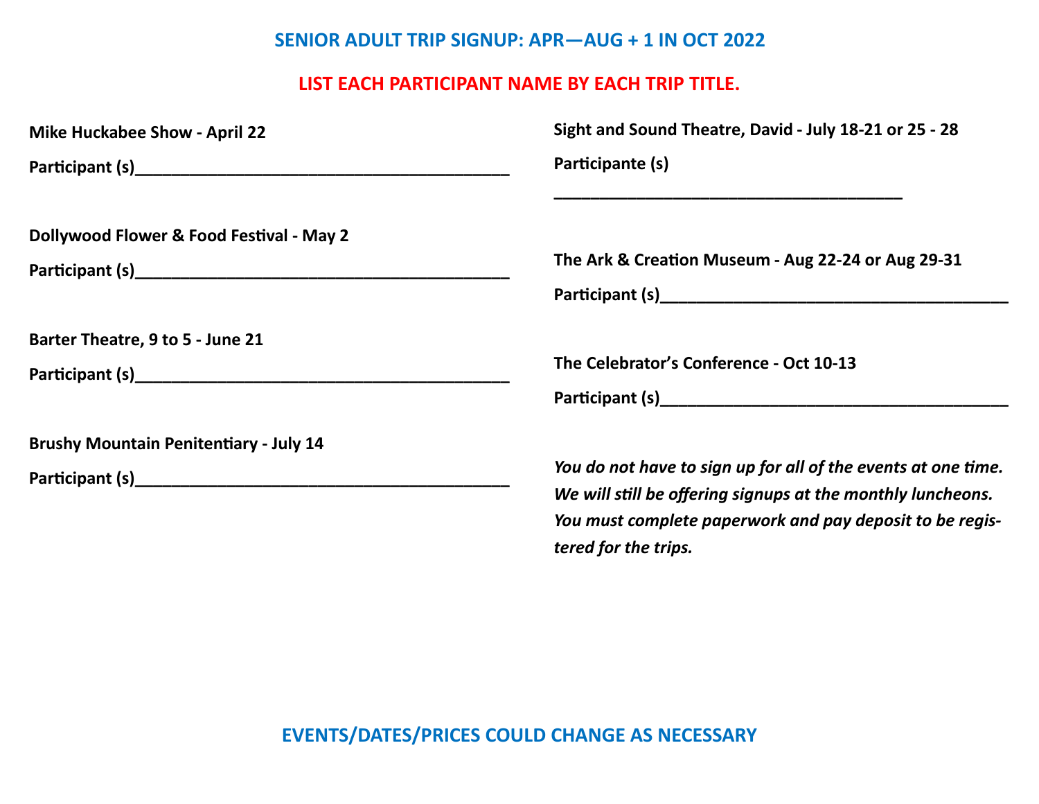## SENIOR ADULT TRIP SIGNUP: APR—AUG + 1 IN OCT 2022

**LIST EACH PARTICIPANT NAME BY EACH TRIP TITLE.**

**Mike Huckabee Show - April 22**

**Participant (s)__________________________________________**

**Dollywood Flower & Food Festival - May 2**

**Participant (s)__________________________________________**

**Barter Theatre, 9 to 5 - June 21**

**Participant (s)__________________________________________**

**Brushy Mountain Penitentiary - July 14**

**Participant (s)__________________________________________**

**Sight and Sound Theatre, David - July 18-21 or 25 - 28**

**Participante (s)**

**________________________________________**

**The Ark & Creation Museum - Aug 22-24 or Aug 29-31**

**Participant (s)________________________________________**

**The Celebrator's Conference - Oct 10-13**

**Participant (s)________________________________________**

***You do not have to sign up for all of the events at one time. We will still be offering signups at the monthly luncheons. You must complete paperwork and pay deposit to be registered for the trips.***

**EVENTS/DATES/PRICES COULD CHANGE AS NECESSARY**